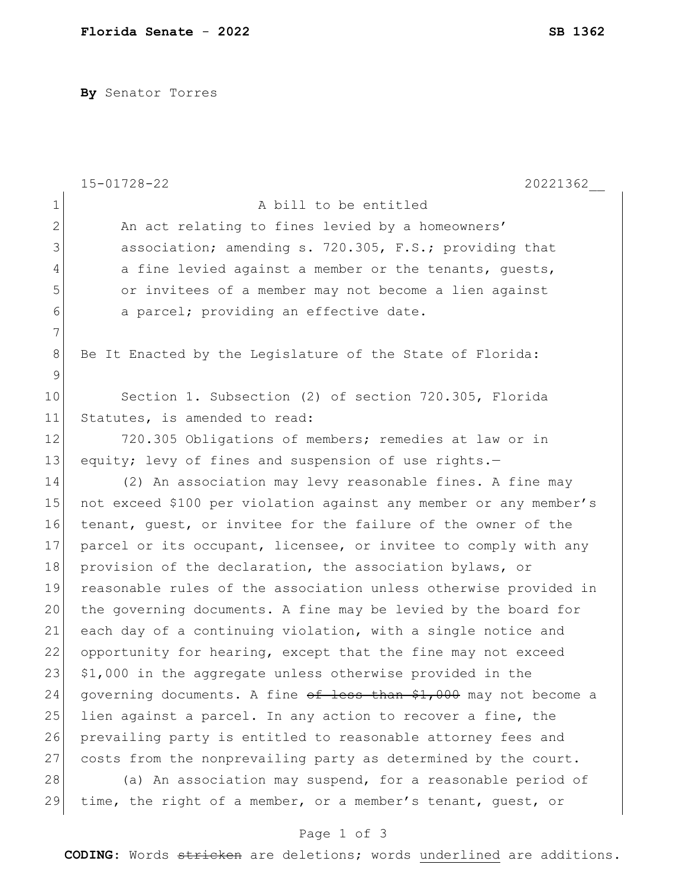**Florida Senate - 2022** **SB 1362**

**By** Senator Torres

15-01728-22 20221362__

A bill to be entitled

An act relating to fines levied by a homeowners' association; amending s. 720.305, F.S.; providing that a fine levied against a member or the tenants, guests, or invitees of a member may not become a lien against a parcel; providing an effective date.

Be It Enacted by the Legislature of the State of Florida:

Section 1. Subsection (2) of section 720.305, Florida Statutes, is amended to read:

720.305 Obligations of members; remedies at law or in equity; levy of fines and suspension of use rights.—

(2) An association may levy reasonable fines. A fine may not exceed $100 per violation against any member or any member's tenant, guest, or invitee for the failure of the owner of the parcel or its occupant, licensee, or invitee to comply with any provision of the declaration, the association bylaws, or reasonable rules of the association unless otherwise provided in the governing documents. A fine may be levied by the board for each day of a continuing violation, with a single notice and opportunity for hearing, except that the fine may not exceed $1,000 in the aggregate unless otherwise provided in the governing documents. A fine ~~of less than $1,000~~ may not become a lien against a parcel. In any action to recover a fine, the prevailing party is entitled to reasonable attorney fees and costs from the nonprevailing party as determined by the court.

(a) An association may suspend, for a reasonable period of time, the right of a member, or a member's tenant, guest, or

**CODING:** Words ~~stricken~~ are deletions; words <u>underlined</u> are additions.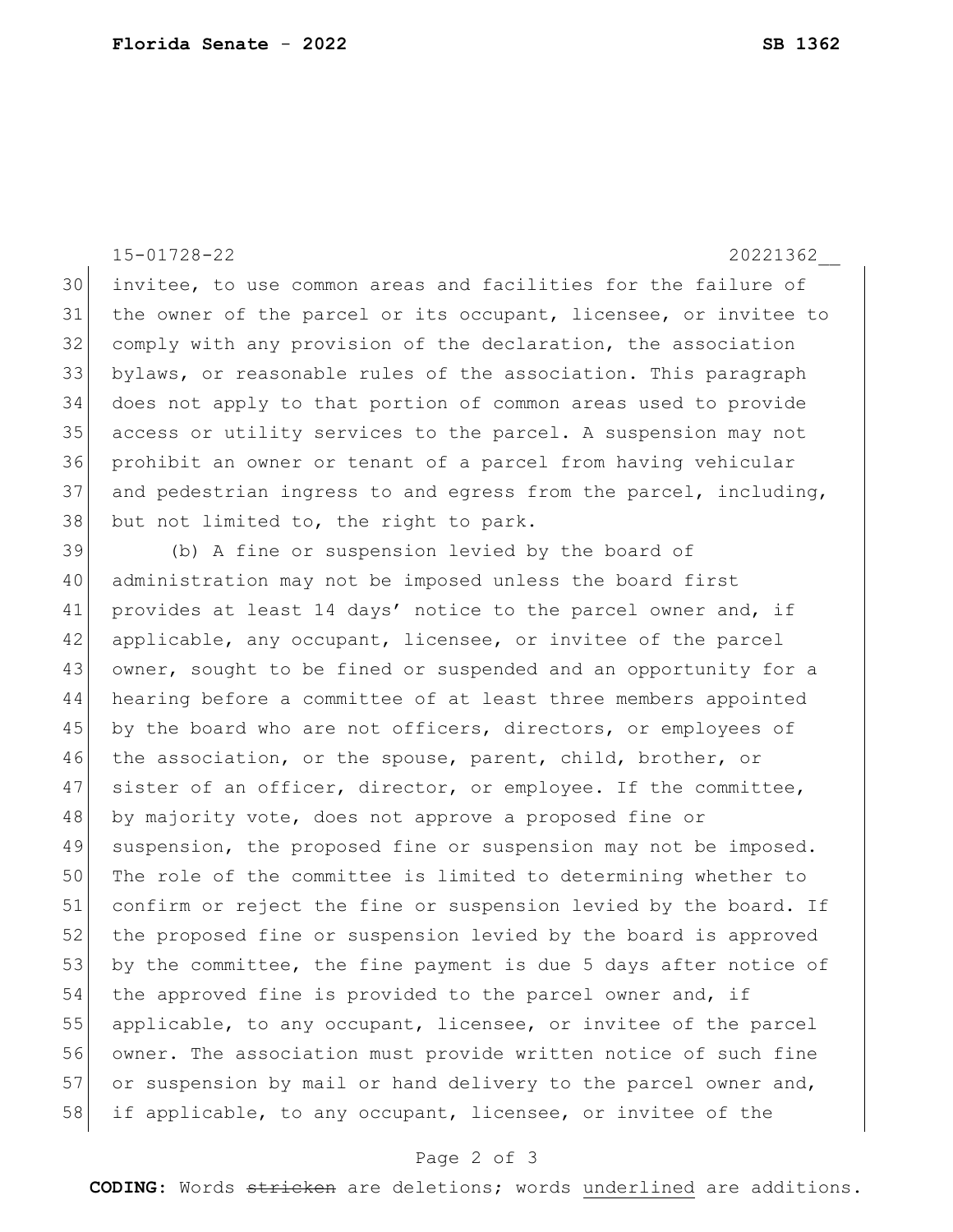invitee, to use common areas and facilities for the failure of the owner of the parcel or its occupant, licensee, or invitee to comply with any provision of the declaration, the association bylaws, or reasonable rules of the association. This paragraph does not apply to that portion of common areas used to provide access or utility services to the parcel. A suspension may not prohibit an owner or tenant of a parcel from having vehicular and pedestrian ingress to and egress from the parcel, including, but not limited to, the right to park.

(b) A fine or suspension levied by the board of administration may not be imposed unless the board first provides at least 14 days' notice to the parcel owner and, if applicable, any occupant, licensee, or invitee of the parcel owner, sought to be fined or suspended and an opportunity for a hearing before a committee of at least three members appointed by the board who are not officers, directors, or employees of the association, or the spouse, parent, child, brother, or sister of an officer, director, or employee. If the committee, by majority vote, does not approve a proposed fine or suspension, the proposed fine or suspension may not be imposed. The role of the committee is limited to determining whether to confirm or reject the fine or suspension levied by the board. If the proposed fine or suspension levied by the board is approved by the committee, the fine payment is due 5 days after notice of the approved fine is provided to the parcel owner and, if applicable, to any occupant, licensee, or invitee of the parcel owner. The association must provide written notice of such fine or suspension by mail or hand delivery to the parcel owner and, if applicable, to any occupant, licensee, or invitee of the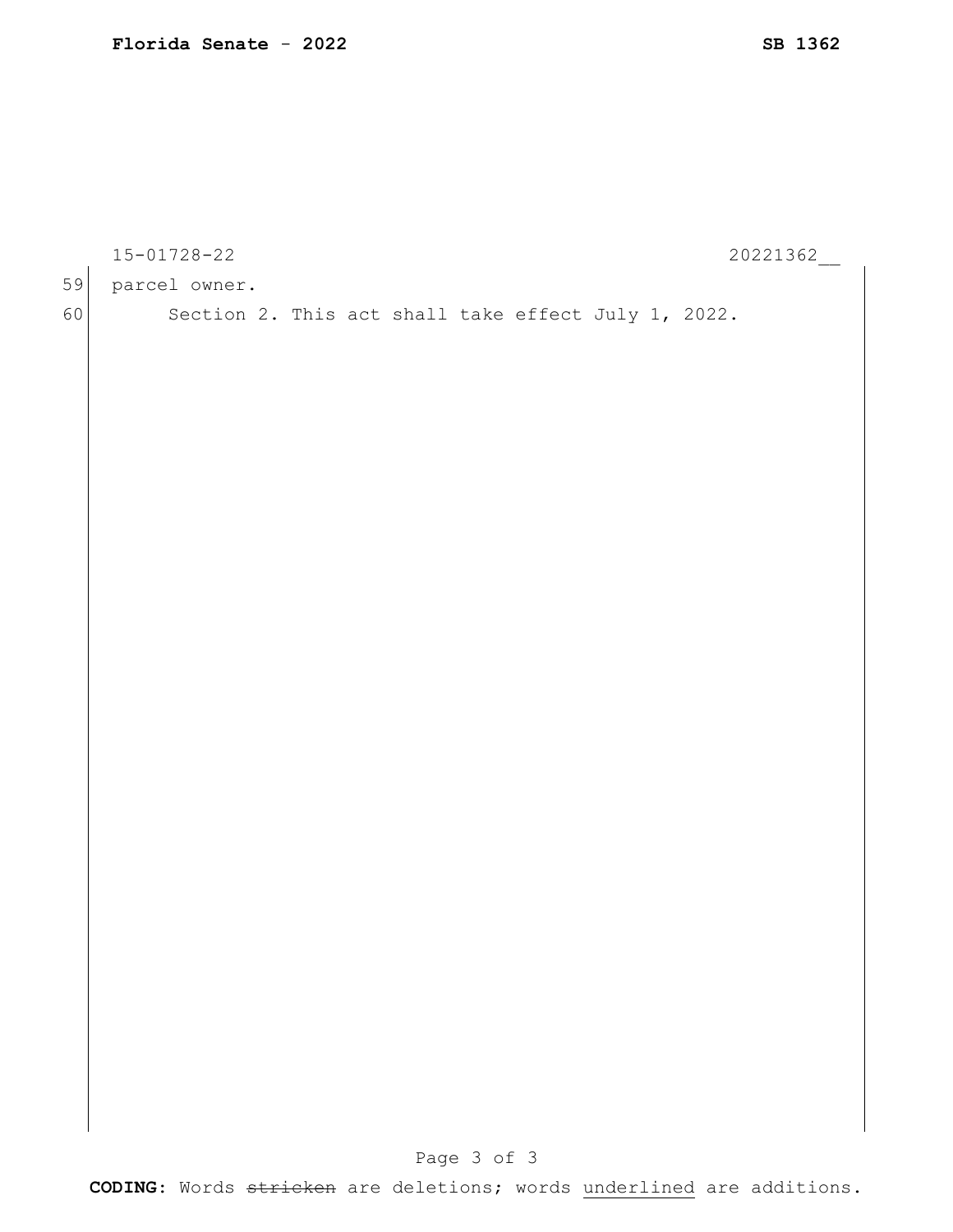parcel owner.

Section 2. This act shall take effect July 1, 2022.